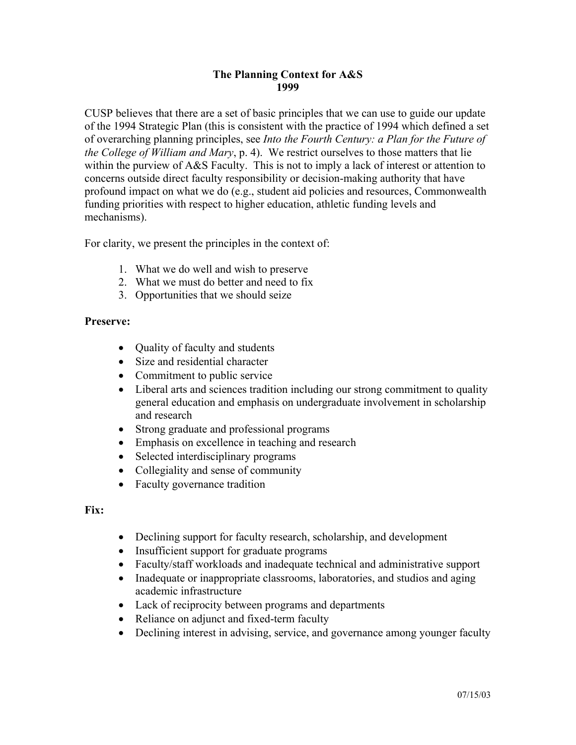# The Planning Context for A&S 1999

CUSP believes that there are a set of basic principles that we can use to guide our update of the 1994 Strategic Plan (this is consistent with the practice of 1994 which defined a set of overarching planning principles, see *Into the Fourth Century: a Plan for the Future of the College of William and Mary*, p. 4). We restrict ourselves to those matters that lie within the purview of A&S Faculty. This is not to imply a lack of interest or attention to concerns outside direct faculty responsibility or decision-making authority that have profound impact on what we do (e.g., student aid policies and resources, Commonwealth funding priorities with respect to higher education, athletic funding levels and mechanisms).

For clarity, we present the principles in the context of:

1. What we do well and wish to preserve
2. What we must do better and need to fix
3. Opportunities that we should seize

**Preserve:**

- Quality of faculty and students
- Size and residential character
- Commitment to public service
- Liberal arts and sciences tradition including our strong commitment to quality general education and emphasis on undergraduate involvement in scholarship and research
- Strong graduate and professional programs
- Emphasis on excellence in teaching and research
- Selected interdisciplinary programs
- Collegiality and sense of community
- Faculty governance tradition

**Fix:**

- Declining support for faculty research, scholarship, and development
- Insufficient support for graduate programs
- Faculty/staff workloads and inadequate technical and administrative support
- Inadequate or inappropriate classrooms, laboratories, and studios and aging academic infrastructure
- Lack of reciprocity between programs and departments
- Reliance on adjunct and fixed-term faculty
- Declining interest in advising, service, and governance among younger faculty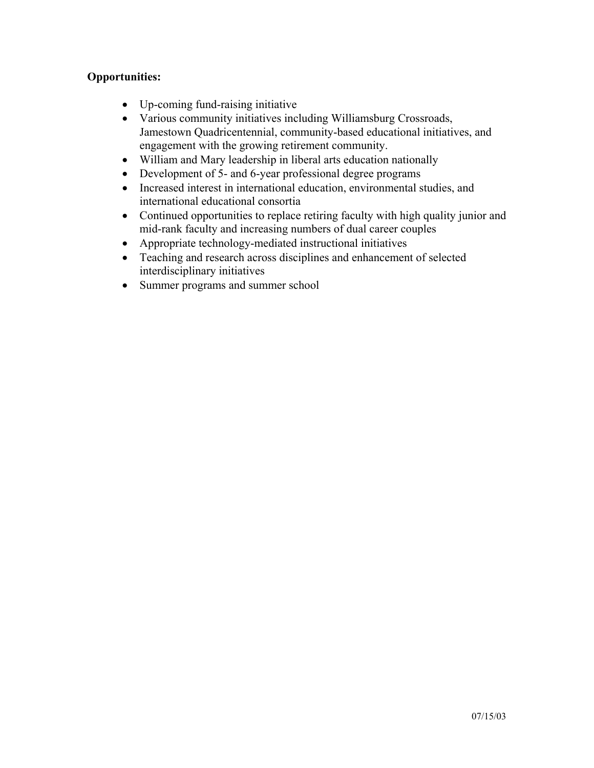**Opportunities:**

- Up-coming fund-raising initiative
- Various community initiatives including Williamsburg Crossroads, Jamestown Quadricentennial, community-based educational initiatives, and engagement with the growing retirement community.
- William and Mary leadership in liberal arts education nationally
- Development of 5- and 6-year professional degree programs
- Increased interest in international education, environmental studies, and international educational consortia
- Continued opportunities to replace retiring faculty with high quality junior and mid-rank faculty and increasing numbers of dual career couples
- Appropriate technology-mediated instructional initiatives
- Teaching and research across disciplines and enhancement of selected interdisciplinary initiatives
- Summer programs and summer school

07/15/03